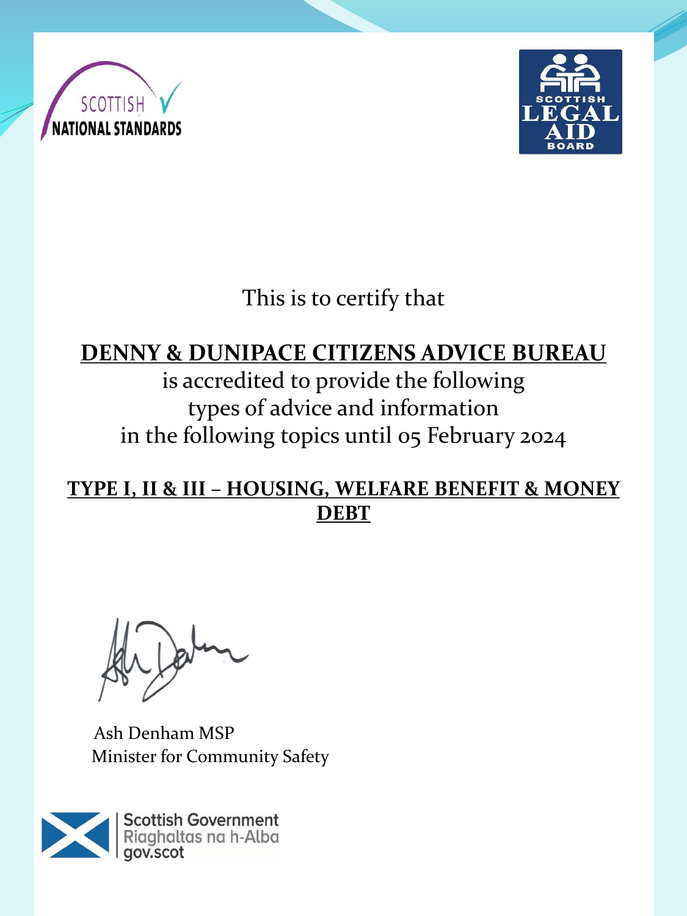SCOTTISH NATIONAL STANDARDS

SCOTTISH LEGAL AID BOARD

This is to certify that

**DENNY & DUNIPACE CITIZENS ADVICE BUREAU**

is accredited to provide the following types of advice and information in the following topics until 05 February 2024

**TYPE I, II & III – HOUSING, WELFARE BENEFIT & MONEY DEBT**

Ash Denham MSP
Minister for Community Safety

Scottish Government
Riaghaltas na h-Alba
gov.scot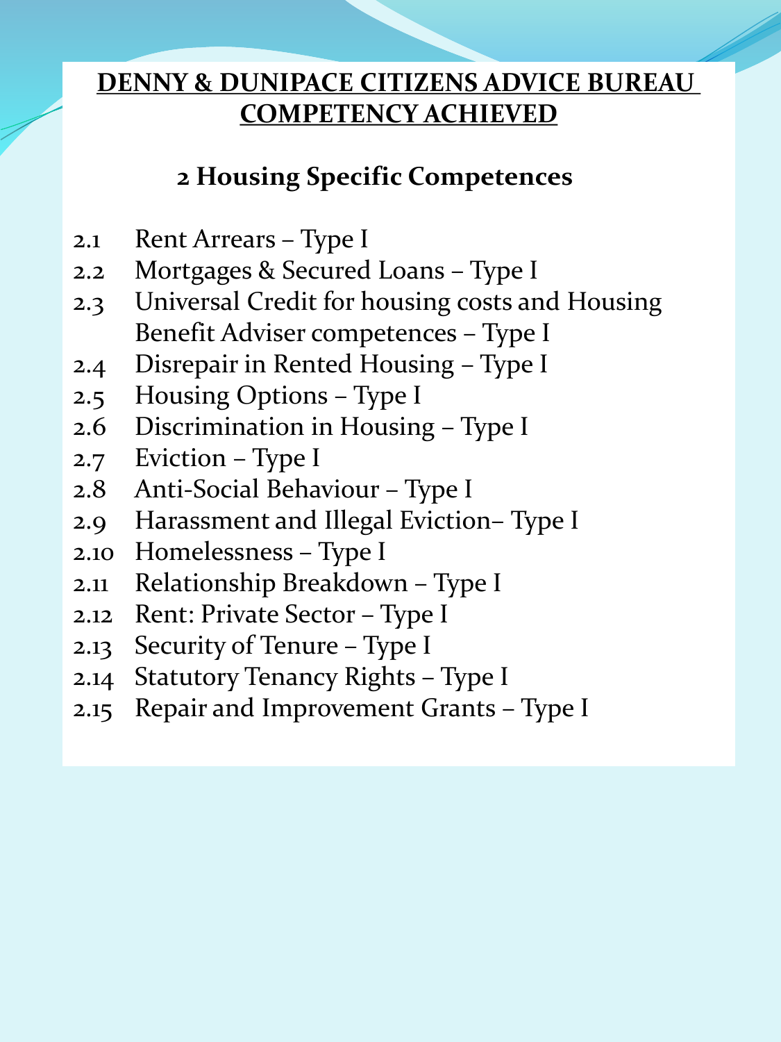# DENNY & DUNIPACE CITIZENS ADVICE BUREAU COMPETENCY ACHIEVED

## 2 Housing Specific Competences

- 2.1 Rent Arrears – Type I
- 2.2 Mortgages & Secured Loans – Type I
- 2.3 Universal Credit for housing costs and Housing Benefit Adviser competences – Type I
- 2.4 Disrepair in Rented Housing – Type I
- 2.5 Housing Options – Type I
- 2.6 Discrimination in Housing – Type I
- 2.7 Eviction – Type I
- 2.8 Anti-Social Behaviour – Type I
- 2.9 Harassment and Illegal Eviction– Type I
- 2.10 Homelessness – Type I
- 2.11 Relationship Breakdown – Type I
- 2.12 Rent: Private Sector – Type I
- 2.13 Security of Tenure – Type I
- 2.14 Statutory Tenancy Rights – Type I
- 2.15 Repair and Improvement Grants – Type I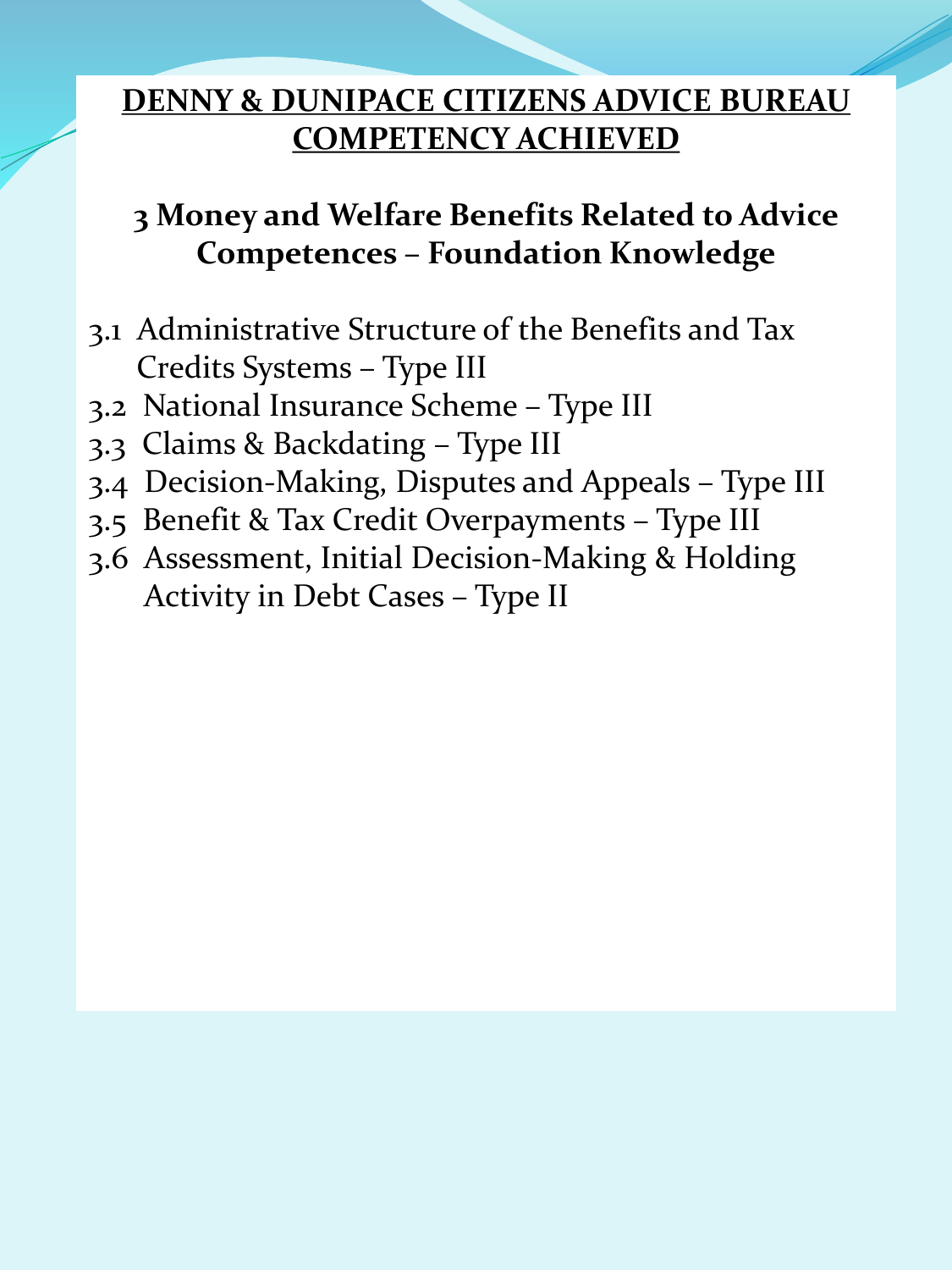**DENNY & DUNIPACE CITIZENS ADVICE BUREAU COMPETENCY ACHIEVED**

## 3 Money and Welfare Benefits Related to Advice Competences – Foundation Knowledge

3.1 Administrative Structure of the Benefits and Tax Credits Systems – Type III
3.2 National Insurance Scheme – Type III
3.3 Claims & Backdating – Type III
3.4 Decision-Making, Disputes and Appeals – Type III
3.5 Benefit & Tax Credit Overpayments – Type III
3.6 Assessment, Initial Decision-Making & Holding Activity in Debt Cases – Type II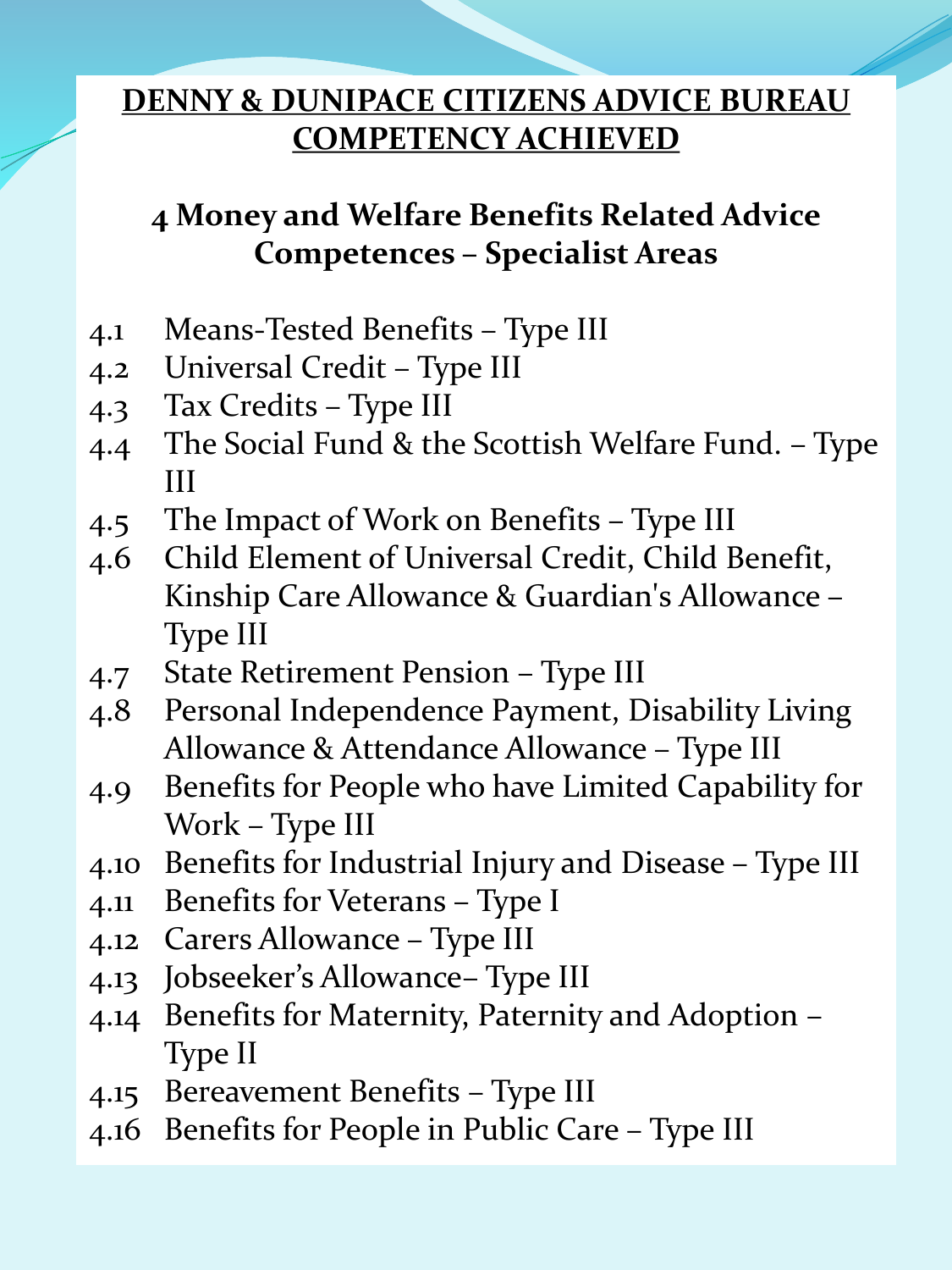**DENNY & DUNIPACE CITIZENS ADVICE BUREAU COMPETENCY ACHIEVED**

## 4 Money and Welfare Benefits Related Advice Competences – Specialist Areas

- 4.1 Means-Tested Benefits – Type III
- 4.2 Universal Credit – Type III
- 4.3 Tax Credits – Type III
- 4.4 The Social Fund & the Scottish Welfare Fund. – Type III
- 4.5 The Impact of Work on Benefits – Type III
- 4.6 Child Element of Universal Credit, Child Benefit, Kinship Care Allowance & Guardian's Allowance – Type III
- 4.7 State Retirement Pension – Type III
- 4.8 Personal Independence Payment, Disability Living Allowance & Attendance Allowance – Type III
- 4.9 Benefits for People who have Limited Capability for Work – Type III
- 4.10 Benefits for Industrial Injury and Disease – Type III
- 4.11 Benefits for Veterans – Type I
- 4.12 Carers Allowance – Type III
- 4.13 Jobseeker's Allowance– Type III
- 4.14 Benefits for Maternity, Paternity and Adoption – Type II
- 4.15 Bereavement Benefits – Type III
- 4.16 Benefits for People in Public Care – Type III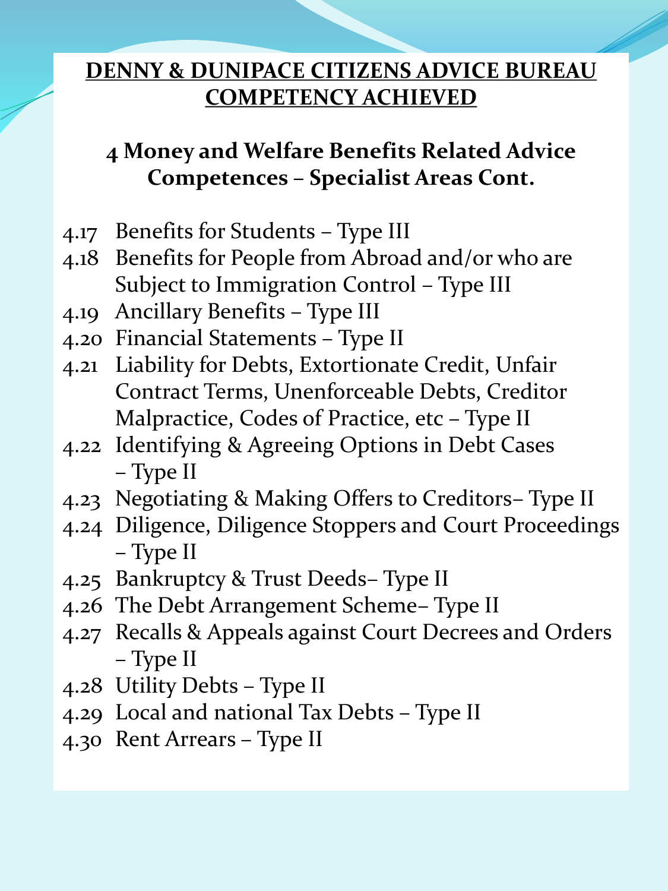# DENNY & DUNIPACE CITIZENS ADVICE BUREAU COMPETENCY ACHIEVED

## 4 Money and Welfare Benefits Related Advice Competences – Specialist Areas Cont.

- 4.17 Benefits for Students – Type III
- 4.18 Benefits for People from Abroad and/or who are Subject to Immigration Control – Type III
- 4.19 Ancillary Benefits – Type III
- 4.20 Financial Statements – Type II
- 4.21 Liability for Debts, Extortionate Credit, Unfair Contract Terms, Unenforceable Debts, Creditor Malpractice, Codes of Practice, etc – Type II
- 4.22 Identifying & Agreeing Options in Debt Cases – Type II
- 4.23 Negotiating & Making Offers to Creditors– Type II
- 4.24 Diligence, Diligence Stoppers and Court Proceedings – Type II
- 4.25 Bankruptcy & Trust Deeds– Type II
- 4.26 The Debt Arrangement Scheme– Type II
- 4.27 Recalls & Appeals against Court Decrees and Orders – Type II
- 4.28 Utility Debts – Type II
- 4.29 Local and national Tax Debts – Type II
- 4.30 Rent Arrears – Type II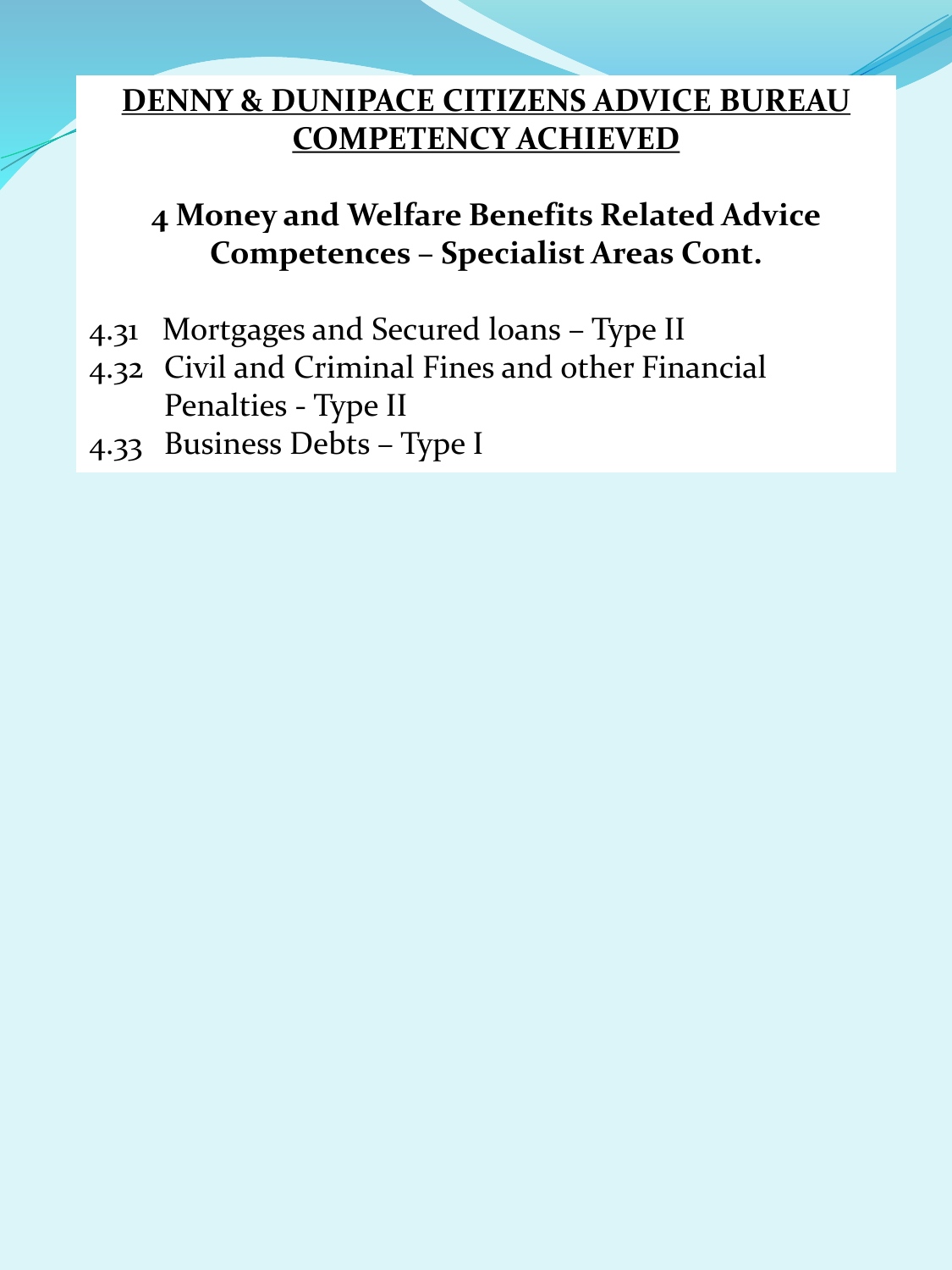## **DENNY & DUNIPACE CITIZENS ADVICE BUREAU COMPETENCY ACHIEVED**

### 4 Money and Welfare Benefits Related Advice Competences – Specialist Areas Cont.

4.31 Mortgages and Secured loans – Type II
4.32 Civil and Criminal Fines and other Financial Penalties - Type II
4.33 Business Debts – Type I